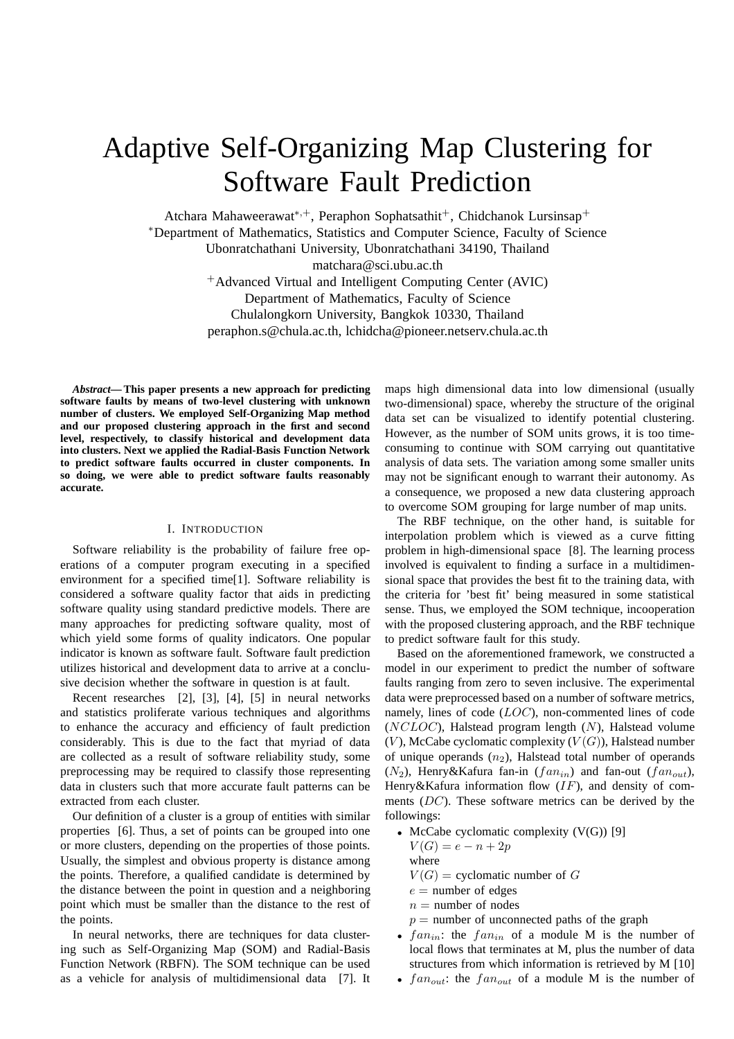# Adaptive Self-Organizing Map Clustering for Software Fault Prediction

Atchara Mahaweerawat[*,+], Peraphon Sophatsathit[+], Chidchanok Lursinsap[+]

[*]Department of Mathematics, Statistics and Computer Science, Faculty of Science
Ubonratchathani University, Ubonratchathani 34190, Thailand
matchara@sci.ubu.ac.th

[+]Advanced Virtual and Intelligent Computing Center (AVIC)
Department of Mathematics, Faculty of Science
Chulalongkorn University, Bangkok 10330, Thailand
peraphon.s@chula.ac.th, lchidcha@pioneer.netserv.chula.ac.th

***Abstract*— This paper presents a new approach for predicting software faults by means of two-level clustering with unknown number of clusters. We employed Self-Organizing Map method and our proposed clustering approach in the first and second level, respectively, to classify historical and development data into clusters. Next we applied the Radial-Basis Function Network to predict software faults occurred in cluster components. In so doing, we were able to predict software faults reasonably accurate.**

## I. Introduction

Software reliability is the probability of failure free operations of a computer program executing in a specified environment for a specified time[1]. Software reliability is considered a software quality factor that aids in predicting software quality using standard predictive models. There are many approaches for predicting software quality, most of which yield some forms of quality indicators. One popular indicator is known as software fault. Software fault prediction utilizes historical and development data to arrive at a conclusive decision whether the software in question is at fault.

Recent researches [2], [3], [4], [5] in neural networks and statistics proliferate various techniques and algorithms to enhance the accuracy and efficiency of fault prediction considerably. This is due to the fact that myriad of data are collected as a result of software reliability study, some preprocessing may be required to classify those representing data in clusters such that more accurate fault patterns can be extracted from each cluster.

Our definition of a cluster is a group of entities with similar properties [6]. Thus, a set of points can be grouped into one or more clusters, depending on the properties of those points. Usually, the simplest and obvious property is distance among the points. Therefore, a qualified candidate is determined by the distance between the point in question and a neighboring point which must be smaller than the distance to the rest of the points.

In neural networks, there are techniques for data clustering such as Self-Organizing Map (SOM) and Radial-Basis Function Network (RBFN). The SOM technique can be used as a vehicle for analysis of multidimensional data [7]. It maps high dimensional data into low dimensional (usually two-dimensional) space, whereby the structure of the original data set can be visualized to identify potential clustering. However, as the number of SOM units grows, it is too time-consuming to continue with SOM carrying out quantitative analysis of data sets. The variation among some smaller units may not be significant enough to warrant their autonomy. As a consequence, we proposed a new data clustering approach to overcome SOM grouping for large number of map units.

The RBF technique, on the other hand, is suitable for interpolation problem which is viewed as a curve fitting problem in high-dimensional space [8]. The learning process involved is equivalent to finding a surface in a multidimensional space that provides the best fit to the training data, with the criteria for 'best fit' being measured in some statistical sense. Thus, we employed the SOM technique, incooperation with the proposed clustering approach, and the RBF technique to predict software fault for this study.

Based on the aforementioned framework, we constructed a model in our experiment to predict the number of software faults ranging from zero to seven inclusive. The experimental data were preprocessed based on a number of software metrics, namely, lines of code ($LOC$), non-commented lines of code ($NCLOC$), Halstead program length ($N$), Halstead volume ($V$), McCabe cyclomatic complexity ($V(G)$), Halstead number of unique operands ($n_2$), Halstead total number of operands ($N_2$), Henry&Kafura fan-in ($fan_{in}$) and fan-out ($fan_{out}$), Henry&Kafura information flow ($IF$), and density of comments ($DC$). These software metrics can be derived by the followings:

- McCabe cyclomatic complexity (V(G)) [9]
  $V(G) = e - n + 2p$
  where
  $V(G)$ = cyclomatic number of $G$
  $e$ = number of edges
  $n$ = number of nodes
  $p$ = number of unconnected paths of the graph
- $fan_{in}$: the $fan_{in}$ of a module M is the number of local flows that terminates at M, plus the number of data structures from which information is retrieved by M [10]
- $fan_{out}$: the $fan_{out}$ of a module M is the number of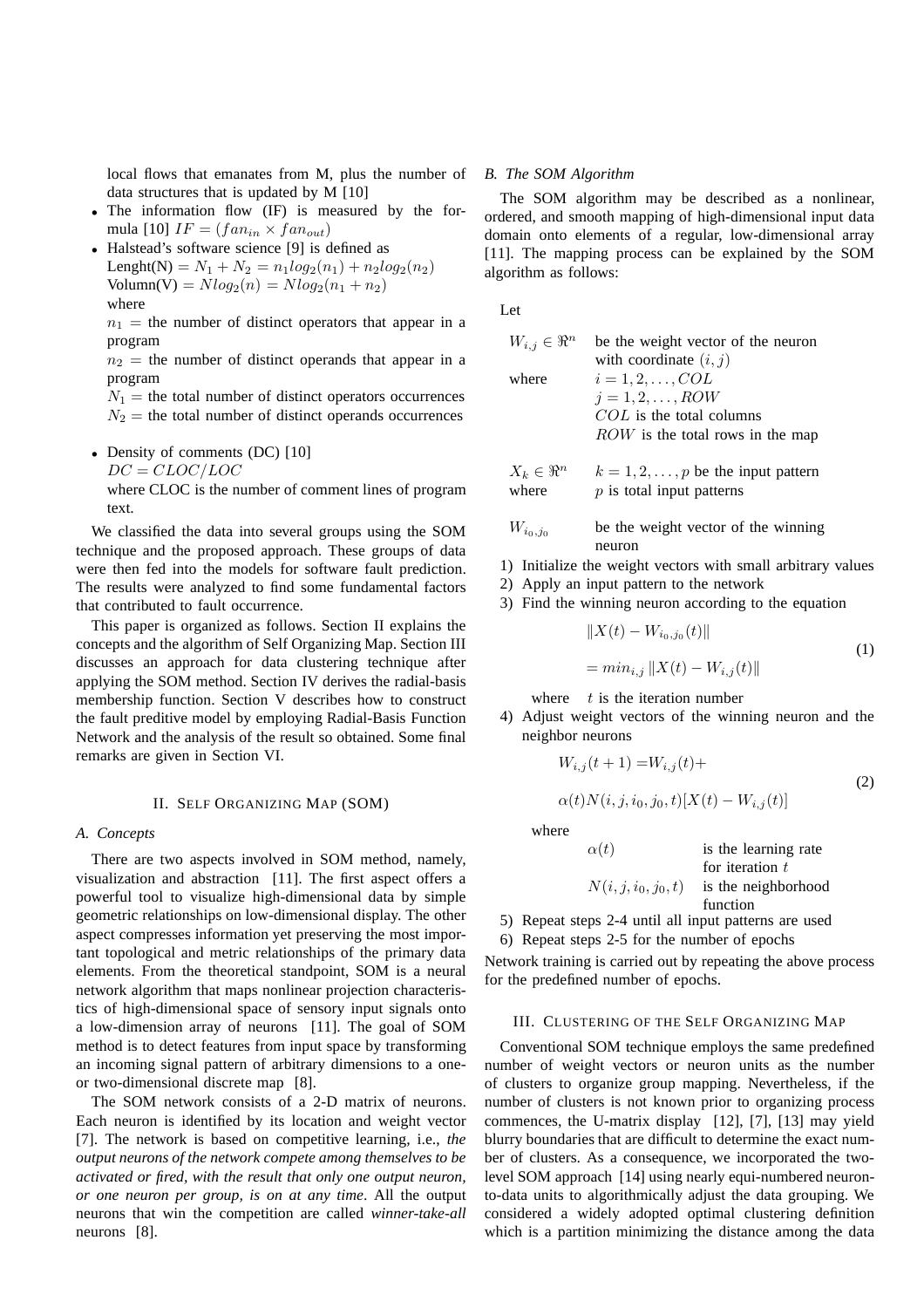local flows that emanates from M, plus the number of data structures that is updated by M [10]

- The information flow (IF) is measured by the formula [10] $IF = (fan_{in} \times fan_{out})$
- Halstead's software science [9] is defined as
  Lenght(N) $= N_1 + N_2 = n_1 log_2(n_1) + n_2 log_2(n_2)$
  Volumn(V) $= Nlog_2(n) = Nlog_2(n_1 + n_2)$
  where
  $n_1 =$ the number of distinct operators that appear in a program
  $n_2 =$ the number of distinct operands that appear in a program
  $N_1 =$ the total number of distinct operators occurrences
  $N_2 =$ the total number of distinct operands occurrences
- Density of comments (DC) [10]
  $DC = CLOC/LOC$
  where CLOC is the number of comment lines of program text.

We classified the data into several groups using the SOM technique and the proposed approach. These groups of data were then fed into the models for software fault prediction. The results were analyzed to find some fundamental factors that contributed to fault occurrence.

This paper is organized as follows. Section II explains the concepts and the algorithm of Self Organizing Map. Section III discusses an approach for data clustering technique after applying the SOM method. Section IV derives the radial-basis membership function. Section V describes how to construct the fault preditive model by employing Radial-Basis Function Network and the analysis of the result so obtained. Some final remarks are given in Section VI.

## II. Self Organizing Map (SOM)

### A. Concepts

There are two aspects involved in SOM method, namely, visualization and abstraction [11]. The first aspect offers a powerful tool to visualize high-dimensional data by simple geometric relationships on low-dimensional display. The other aspect compresses information yet preserving the most important topological and metric relationships of the primary data elements. From the theoretical standpoint, SOM is a neural network algorithm that maps nonlinear projection characteristics of high-dimensional space of sensory input signals onto a low-dimension array of neurons [11]. The goal of SOM method is to detect features from input space by transforming an incoming signal pattern of arbitrary dimensions to a one- or two-dimensional discrete map [8].

The SOM network consists of a 2-D matrix of neurons. Each neuron is identified by its location and weight vector [7]. The network is based on competitive learning, i.e., *the output neurons of the network compete among themselves to be activated or fired, with the result that only one output neuron, or one neuron per group, is on at any time*. All the output neurons that win the competition are called *winner-take-all* neurons [8].

### B. The SOM Algorithm

The SOM algorithm may be described as a nonlinear, ordered, and smooth mapping of high-dimensional input data domain onto elements of a regular, low-dimensional array [11]. The mapping process can be explained by the SOM algorithm as follows:

Let

$W_{i,j} \in \Re^n$ be the weight vector of the neuron with coordinate $(i, j)$
where $i = 1, 2, \ldots, COL$
$j = 1, 2, \ldots, ROW$
$COL$ is the total columns
$ROW$ is the total rows in the map

$X_k \in \Re^n$ $k = 1, 2, \ldots, p$ be the input pattern
where $p$ is total input patterns

$W_{i_0,j_0}$ be the weight vector of the winning neuron

1) Initialize the weight vectors with small arbitrary values
2) Apply an input pattern to the network
3) Find the winning neuron according to the equation

$$\begin{aligned} &\|X(t) - W_{i_0,j_0}(t)\| \\ &= min_{i,j} \|X(t) - W_{i,j}(t)\| \end{aligned} \tag{1}$$

where $t$ is the iteration number

4) Adjust weight vectors of the winning neuron and the neighbor neurons

$$\begin{aligned} W_{i,j}(t+1) = &W_{i,j}(t) + \\ &\alpha(t) N(i, j, i_0, j_0, t)[X(t) - W_{i,j}(t)] \end{aligned} \tag{2}$$

where
$\alpha(t)$ is the learning rate for iteration $t$
$N(i, j, i_0, j_0, t)$ is the neighborhood function

5) Repeat steps 2-4 until all input patterns are used
6) Repeat steps 2-5 for the number of epochs

Network training is carried out by repeating the above process for the predefined number of epochs.

## III. Clustering of the Self Organizing Map

Conventional SOM technique employs the same predefined number of weight vectors or neuron units as the number of clusters to organize group mapping. Nevertheless, if the number of clusters is not known prior to organizing process commences, the U-matrix display [12], [7], [13] may yield blurry boundaries that are difficult to determine the exact number of clusters. As a consequence, we incorporated the two-level SOM approach [14] using nearly equi-numbered neuron-to-data units to algorithmically adjust the data grouping. We considered a widely adopted optimal clustering definition which is a partition minimizing the distance among the data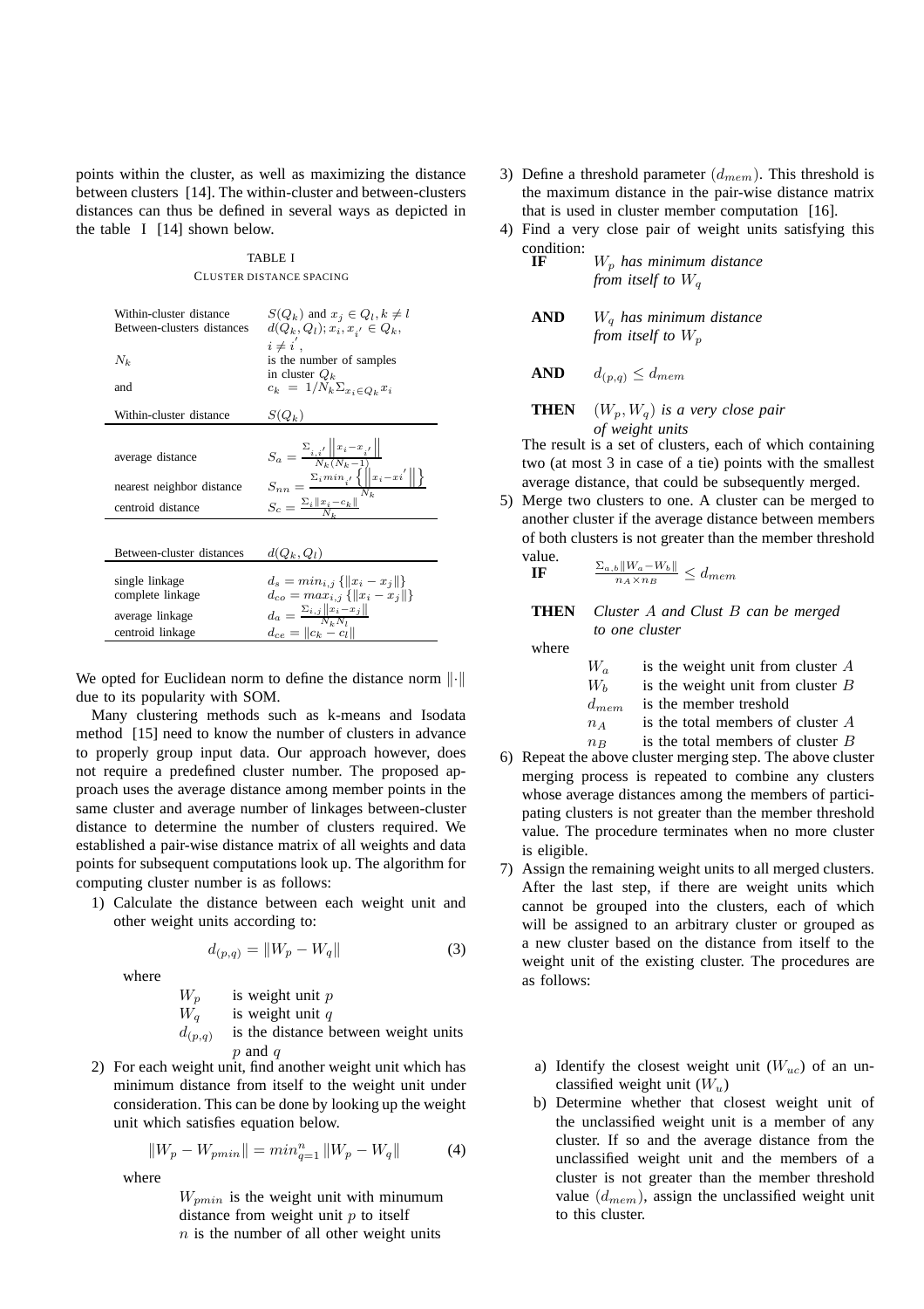points within the cluster, as well as maximizing the distance between clusters [14]. The within-cluster and between-clusters distances can thus be defined in several ways as depicted in the table I [14] shown below.

TABLE I
CLUSTER DISTANCE SPACING

| | |
|---|---|
| Within-cluster distance | $S(Q_k)$ and $x_j \in Q_l, k \neq l$ |
| Between-clusters distances | $d(Q_k, Q_l); x_i, x_{i'} \in Q_k$, $i \neq i'$, |
| $N_k$ | is the number of samples in cluster $Q_k$ |
| and | $c_k = 1/N_k \Sigma_{x_i \in Q_k} x_i$ |

| Within-cluster distance | $S(Q_k)$ |
|---|---|
| average distance | $S_a = \frac{\Sigma_{i,i'} \left\| x_i - x_{i'} \right\|}{N_k(N_k-1)}$ |
| nearest neighbor distance | $S_{nn} = \frac{\Sigma_i min_{i'} \left\{ \left\| x_i - x_{i'} \right\| \right\}}{N_k}$ |
| centroid distance | $S_c = \frac{\Sigma_i \| x_i - c_k \|}{N_k}$ |

| Between-cluster distances | $d(Q_k, Q_l)$ |
|---|---|
| single linkage | $d_s = min_{i,j} \{ \|x_i - x_j\| \}$ |
| complete linkage | $d_{co} = max_{i,j} \{ \|x_i - x_j\| \}$ |
| average linkage | $d_a = \frac{\Sigma_{i,j} \|x_i - x_j\|}{N_k N_l}$ |
| centroid linkage | $d_{ce} = \|c_k - c_l\|$ |

We opted for Euclidean norm to define the distance norm $\|\cdot\|$ due to its popularity with SOM.

Many clustering methods such as k-means and Isodata method [15] need to know the number of clusters in advance to properly group input data. Our approach however, does not require a predefined cluster number. The proposed approach uses the average distance among member points in the same cluster and average number of linkages between-cluster distance to determine the number of clusters required. We established a pair-wise distance matrix of all weights and data points for subsequent computations look up. The algorithm for computing cluster number is as follows:

1) Calculate the distance between each weight unit and other weight units according to:

$$d_{(p,q)} = \|W_p - W_q\| \tag{3}$$

where

$W_p$ is weight unit $p$
$W_q$ is weight unit $q$
$d_{(p,q)}$ is the distance between weight units $p$ and $q$

2) For each weight unit, find another weight unit which has minimum distance from itself to the weight unit under consideration. This can be done by looking up the weight unit which satisfies equation below.

$$\|W_p - W_{pmin}\| = min_{q=1}^{n} \|W_p - W_q\| \tag{4}$$

where

$W_{pmin}$ is the weight unit with minumum distance from weight unit $p$ to itself
$n$ is the number of all other weight units

3) Define a threshold parameter ($d_{mem}$). This threshold is the maximum distance in the pair-wise distance matrix that is used in cluster member computation [16].

4) Find a very close pair of weight units satisfying this condition:

**IF** *$W_p$ has minimum distance from itself to $W_q$*

**AND** *$W_q$ has minimum distance from itself to $W_p$*

**AND** $d_{(p,q)} \leq d_{mem}$

**THEN** *$(W_p, W_q)$ is a very close pair of weight units*

The result is a set of clusters, each of which containing two (at most 3 in case of a tie) points with the smallest average distance, that could be subsequently merged.

5) Merge two clusters to one. A cluster can be merged to another cluster if the average distance between members of both clusters is not greater than the member threshold value.

**IF** $\frac{\Sigma_{a,b} \|W_a - W_b\|}{n_A \times n_B} \leq d_{mem}$

**THEN** *Cluster $A$ and Clust $B$ can be merged to one cluster*

where

$W_a$ is the weight unit from cluster $A$
$W_b$ is the weight unit from cluster $B$
$d_{mem}$ is the member treshold
$n_A$ is the total members of cluster $A$
$n_B$ is the total members of cluster $B$

6) Repeat the above cluster merging step. The above cluster merging process is repeated to combine any clusters whose average distances among the members of participating clusters is not greater than the member threshold value. The procedure terminates when no more cluster is eligible.

7) Assign the remaining weight units to all merged clusters. After the last step, if there are weight units which cannot be grouped into the clusters, each of which will be assigned to an arbitrary cluster or grouped as a new cluster based on the distance from itself to the weight unit of the existing cluster. The procedures are as follows:

   a) Identify the closest weight unit ($W_{uc}$) of an unclassified weight unit ($W_u$)

   b) Determine whether that closest weight unit of the unclassified weight unit is a member of any cluster. If so and the average distance from the unclassified weight unit and the members of a cluster is not greater than the member threshold value ($d_{mem}$), assign the unclassified weight unit to this cluster.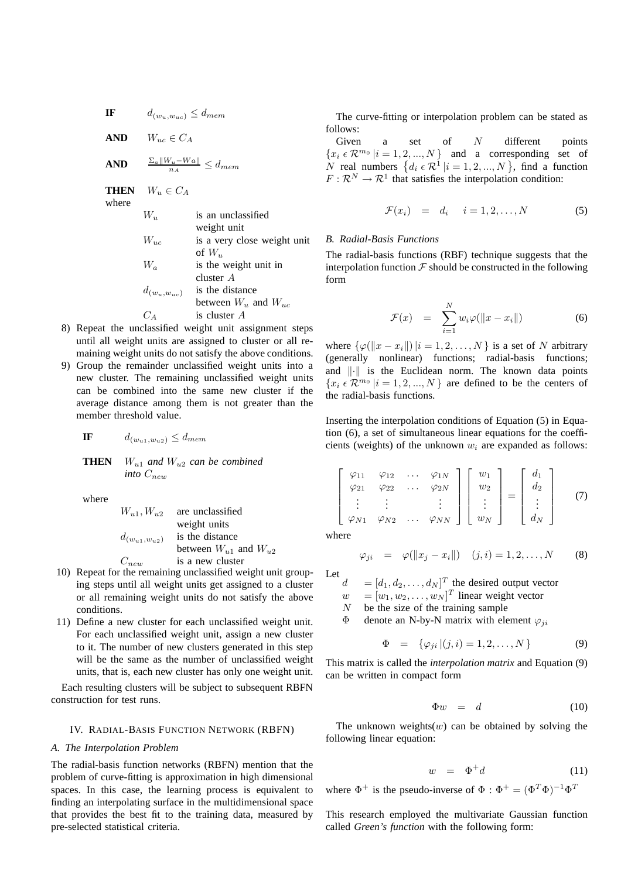**IF** $\quad d_{(w_u, w_{uc})} \leq d_{mem}$

**AND** $\quad W_{uc} \in C_A$

**AND** $\quad \frac{\Sigma_a \|W_u - Wa\|}{n_A} \leq d_{mem}$

**THEN** $\quad W_u \in C_A$

where

| | |
|---|---|
| $W_u$ | is an unclassified weight unit |
| $W_{uc}$ | is a very close weight unit of $W_u$ |
| $W_a$ | is the weight unit in cluster $A$ |
| $d_{(w_u, w_{uc})}$ | is the distance between $W_u$ and $W_{uc}$ |
| $C_A$ | is cluster $A$ |

8) Repeat the unclassified weight unit assignment steps until all weight units are assigned to cluster or all remaining weight units do not satisfy the above conditions.
9) Group the remainder unclassified weight units into a new cluster. The remaining unclassified weight units can be combined into the same new cluster if the average distance among them is not greater than the member threshold value.

**IF** $\quad d_{(w_{u1}, w_{u2})} \leq d_{mem}$

**THEN** $\quad$ *$W_{u1}$ and $W_{u2}$ can be combined into $C_{new}$*

where

| | |
|---|---|
| $W_{u1}, W_{u2}$ | are unclassified weight units |
| $d_{(w_{u1}, w_{u2})}$ | is the distance between $W_{u1}$ and $W_{u2}$ |
| $C_{new}$ | is a new cluster |

10) Repeat for the remaining unclassified weight unit grouping steps until all weight units get assigned to a cluster or all remaining weight units do not satisfy the above conditions.
11) Define a new cluster for each unclassified weight unit. For each unclassified weight unit, assign a new cluster to it. The number of new clusters generated in this step will be the same as the number of unclassified weight units, that is, each new cluster has only one weight unit.

Each resulting clusters will be subject to subsequent RBFN construction for test runs.

## IV. Radial-Basis Function Network (RBFN)

### A. The Interpolation Problem

The radial-basis function networks (RBFN) mention that the problem of curve-fitting is approximation in high dimensional spaces. In this case, the learning process is equivalent to finding an interpolating surface in the multidimensional space that provides the best fit to the training data, measured by pre-selected statistical criteria.

The curve-fitting or interpolation problem can be stated as follows:

Given a set of $N$ different points $\{x_i \,\epsilon\, \mathcal{R}^{m_0} \,|i = 1, 2, ..., N\}$ and a corresponding set of $N$ real numbers $\{d_i \,\epsilon\, \mathcal{R}^1 \,|i = 1, 2, ..., N\}$, find a function $F : \mathcal{R}^N \rightarrow \mathcal{R}^1$ that satisfies the interpolation condition:

$$\mathcal{F}(x_i) \quad = \quad d_i \quad i = 1, 2, \ldots, N \tag{5}$$

### B. Radial-Basis Functions

The radial-basis functions (RBF) technique suggests that the interpolation function $\mathcal{F}$ should be constructed in the following form

$$\mathcal{F}(x) \quad = \quad \sum_{i=1}^{N} w_i \varphi(\|x - x_i\|) \tag{6}$$

where $\{\varphi(\|x - x_i\|) \,|i = 1, 2, \ldots, N\}$ is a set of $N$ arbitrary (generally nonlinear) functions; radial-basis functions; and $\|\cdot\|$ is the Euclidean norm. The known data points $\{x_i \,\epsilon\, \mathcal{R}^{m_0} \,|i = 1, 2, ..., N\}$ are defined to be the centers of the radial-basis functions.

Inserting the interpolation conditions of Equation (5) in Equation (6), a set of simultaneous linear equations for the coefficients (weights) of the unknown $w_i$ are expanded as follows:

$$\begin{bmatrix} \varphi_{11} & \varphi_{12} & \ldots & \varphi_{1N} \\ \varphi_{21} & \varphi_{22} & \ldots & \varphi_{2N} \\ \vdots & \vdots & & \vdots \\ \varphi_{N1} & \varphi_{N2} & \ldots & \varphi_{NN} \end{bmatrix} \begin{bmatrix} w_1 \\ w_2 \\ \vdots \\ w_N \end{bmatrix} = \begin{bmatrix} d_1 \\ d_2 \\ \vdots \\ d_N \end{bmatrix} \tag{7}$$

where

$$\varphi_{ji} \quad = \quad \varphi(\|x_j - x_i\|) \quad (j, i) = 1, 2, \ldots, N \tag{8}$$

Let

| | |
|---|---|
| $d$ | $= [d_1, d_2, \ldots, d_N]^T$ the desired output vector |
| $w$ | $= [w_1, w_2, \ldots, w_N]^T$ linear weight vector |
| $N$ | be the size of the training sample |
| $\Phi$ | denote an N-by-N matrix with element $\varphi_{ji}$ |

$$\Phi \quad = \quad \{\varphi_{ji} \,|(j, i) = 1, 2, \ldots, N\} \tag{9}$$

This matrix is called the *interpolation matrix* and Equation (9) can be written in compact form

$$\Phi w \quad = \quad d \tag{10}$$

The unknown weights($w$) can be obtained by solving the following linear equation:

$$w \quad = \quad \Phi^{+} d \tag{11}$$

where $\Phi^{+}$ is the pseudo-inverse of $\Phi : \Phi^{+} = (\Phi^T \Phi)^{-1} \Phi^T$

This research employed the multivariate Gaussian function called *Green's function* with the following form: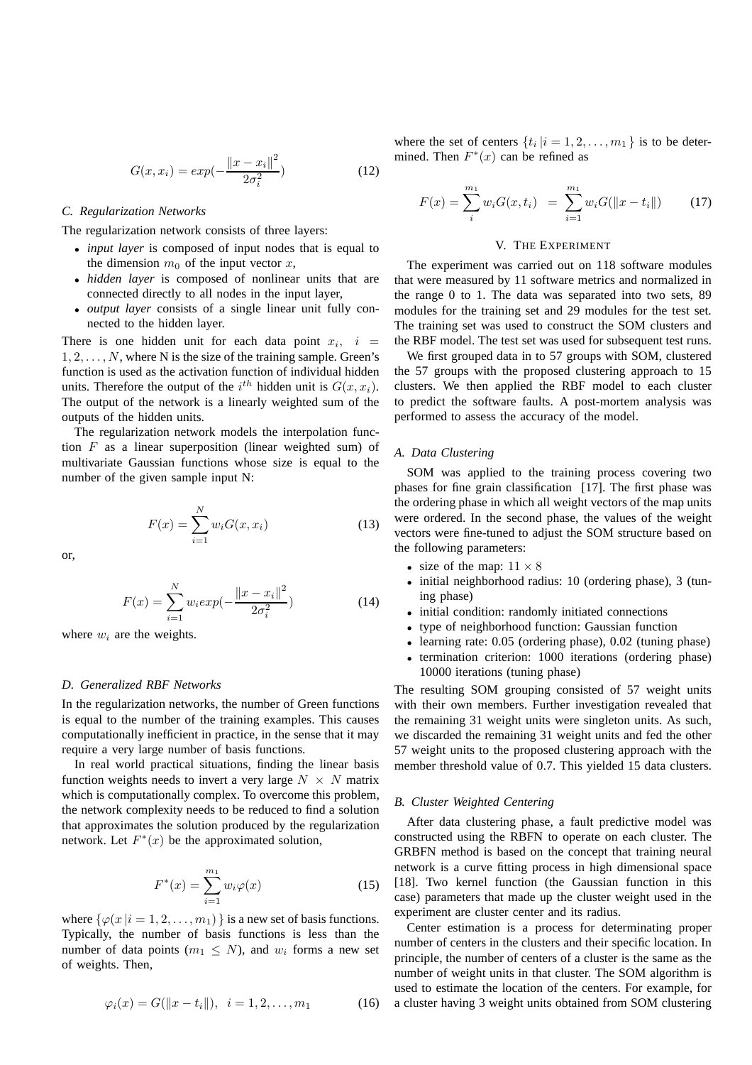$$G(x, x_i) = exp(-\frac{\|x - x_i\|^2}{2\sigma_i^2}) \tag{12}$$

### C. Regularization Networks

The regularization network consists of three layers:

- *input layer* is composed of input nodes that is equal to the dimension $m_0$ of the input vector $x$,
- *hidden layer* is composed of nonlinear units that are connected directly to all nodes in the input layer,
- *output layer* consists of a single linear unit fully connected to the hidden layer.

There is one hidden unit for each data point $x_i$, $i = 1, 2, \ldots, N$, where N is the size of the training sample. Green's function is used as the activation function of individual hidden units. Therefore the output of the $i^{th}$ hidden unit is $G(x, x_i)$. The output of the network is a linearly weighted sum of the outputs of the hidden units.

The regularization network models the interpolation function $F$ as a linear superposition (linear weighted sum) of multivariate Gaussian functions whose size is equal to the number of the given sample input N:

$$F(x) = \sum_{i=1}^{N} w_i G(x, x_i) \tag{13}$$

or,

$$F(x) = \sum_{i=1}^{N} w_i exp(-\frac{\|x - x_i\|^2}{2\sigma_i^2}) \tag{14}$$

where $w_i$ are the weights.

### D. Generalized RBF Networks

In the regularization networks, the number of Green functions is equal to the number of the training examples. This causes computationally inefficient in practice, in the sense that it may require a very large number of basis functions.

In real world practical situations, finding the linear basis function weights needs to invert a very large $N \times N$ matrix which is computationally complex. To overcome this problem, the network complexity needs to be reduced to find a solution that approximates the solution produced by the regularization network. Let $F^*(x)$ be the approximated solution,

$$F^*(x) = \sum_{i=1}^{m_1} w_i \varphi(x) \tag{15}$$

where $\{\varphi(x \,|i = 1, 2, \ldots, m_1)\}$ is a new set of basis functions. Typically, the number of basis functions is less than the number of data points ($m_1 \leq N$), and $w_i$ forms a new set of weights. Then,

$$\varphi_i(x) = G(\|x - t_i\|), \;\; i = 1, 2, \ldots, m_1 \tag{16}$$

where the set of centers $\{t_i \,|i = 1, 2, \ldots, m_1\}$ is to be determined. Then $F^*(x)$ can be refined as

$$F(x) = \sum_{i}^{m_1} w_i G(x, t_i) \;\; = \sum_{i=1}^{m_1} w_i G(\|x - t_i\|) \tag{17}$$

## V. The Experiment

The experiment was carried out on 118 software modules that were measured by 11 software metrics and normalized in the range 0 to 1. The data was separated into two sets, 89 modules for the training set and 29 modules for the test set. The training set was used to construct the SOM clusters and the RBF model. The test set was used for subsequent test runs.

We first grouped data in to 57 groups with SOM, clustered the 57 groups with the proposed clustering approach to 15 clusters. We then applied the RBF model to each cluster to predict the software faults. A post-mortem analysis was performed to assess the accuracy of the model.

### A. Data Clustering

SOM was applied to the training process covering two phases for fine grain classification [17]. The first phase was the ordering phase in which all weight vectors of the map units were ordered. In the second phase, the values of the weight vectors were fine-tuned to adjust the SOM structure based on the following parameters:

- size of the map: $11 \times 8$
- initial neighborhood radius: 10 (ordering phase), 3 (tuning phase)
- initial condition: randomly initiated connections
- type of neighborhood function: Gaussian function
- learning rate: 0.05 (ordering phase), 0.02 (tuning phase)
- termination criterion: 1000 iterations (ordering phase) 10000 iterations (tuning phase)

The resulting SOM grouping consisted of 57 weight units with their own members. Further investigation revealed that the remaining 31 weight units were singleton units. As such, we discarded the remaining 31 weight units and fed the other 57 weight units to the proposed clustering approach with the member threshold value of 0.7. This yielded 15 data clusters.

### B. Cluster Weighted Centering

After data clustering phase, a fault predictive model was constructed using the RBFN to operate on each cluster. The GRBFN method is based on the concept that training neural network is a curve fitting process in high dimensional space [18]. Two kernel function (the Gaussian function in this case) parameters that made up the cluster weight used in the experiment are cluster center and its radius.

Center estimation is a process for determinating proper number of centers in the clusters and their specific location. In principle, the number of centers of a cluster is the same as the number of weight units in that cluster. The SOM algorithm is used to estimate the location of the centers. For example, for a cluster having 3 weight units obtained from SOM clustering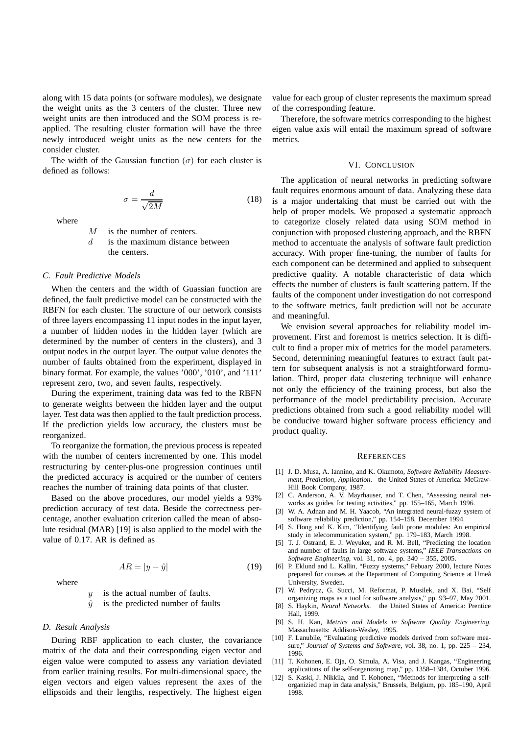along with 15 data points (or software modules), we designate the weight units as the 3 centers of the cluster. Three new weight units are then introduced and the SOM process is re-applied. The resulting cluster formation will have the three newly introduced weight units as the new centers for the consider cluster.

The width of the Gaussian function ($\sigma$) for each cluster is defined as follows:

$$\sigma = \frac{d}{\sqrt{2M}} \tag{18}$$

where

- $M$ is the number of centers.
- $d$ is the maximum distance between the centers.

### C. Fault Predictive Models

When the centers and the width of Guassian function are defined, the fault predictive model can be constructed with the RBFN for each cluster. The structure of our network consists of three layers encompassing 11 input nodes in the input layer, a number of hidden nodes in the hidden layer (which are determined by the number of centers in the clusters), and 3 output nodes in the output layer. The output value denotes the number of faults obtained from the experiment, displayed in binary format. For example, the values '000', '010', and '111' represent zero, two, and seven faults, respectively.

During the experiment, training data was fed to the RBFN to generate weights between the hidden layer and the output layer. Test data was then applied to the fault prediction process. If the prediction yields low accuracy, the clusters must be reorganized.

To reorganize the formation, the previous process is repeated with the number of centers incremented by one. This model restructuring by center-plus-one progression continues until the predicted accuracy is acquired or the number of centers reaches the number of training data points of that cluster.

Based on the above procedures, our model yields a 93% prediction accuracy of test data. Beside the correctness percentage, another evaluation criterion called the mean of absolute residual (MAR) [19] is also applied to the model with the value of 0.17. AR is defined as

$$AR = |y - \hat{y}| \tag{19}$$

where

- $y$ is the actual number of faults.
- $\hat{y}$ is the predicted number of faults

### D. Result Analysis

During RBF application to each cluster, the covariance matrix of the data and their corresponding eigen vector and eigen value were computed to assess any variation deviated from earlier training results. For multi-dimensional space, the eigen vectors and eigen values represent the axes of the ellipsoids and their lengths, respectively. The highest eigen value for each group of cluster represents the maximum spread of the corresponding feature.

Therefore, the software metrics corresponding to the highest eigen value axis will entail the maximum spread of software metrics.

## VI. Conclusion

The application of neural networks in predicting software fault requires enormous amount of data. Analyzing these data is a major undertaking that must be carried out with the help of proper models. We proposed a systematic approach to categorize closely related data using SOM method in conjunction with proposed clustering approach, and the RBFN method to accentuate the analysis of software fault prediction accuracy. With proper fine-tuning, the number of faults for each component can be determined and applied to subsequent predictive quality. A notable characteristic of data which effects the number of clusters is fault scattering pattern. If the faults of the component under investigation do not correspond to the software metrics, fault prediction will not be accurate and meaningful.

We envision several approaches for reliability model improvement. First and foremost is metrics selection. It is difficult to find a proper mix of metrics for the model parameters. Second, determining meaningful features to extract fault pattern for subsequent analysis is not a straightforward formulation. Third, proper data clustering technique will enhance not only the efficiency of the training process, but also the performance of the model predictability precision. Accurate predictions obtained from such a good reliability model will be conducive toward higher software process efficiency and product quality.

## References

[1] J. D. Musa, A. Iannino, and K. Okumoto, *Software Reliability Measurement, Prediction, Application*. the United States of America: McGraw-Hill Book Company, 1987.

[2] C. Anderson, A. V. Mayrhauser, and T. Chen, "Assessing neural networks as guides for testing activities," pp. 155–165, March 1996.

[3] W. A. Adnan and M. H. Yaacob, "An integrated neural-fuzzy system of software reliability prediction," pp. 154–158, December 1994.

[4] S. Hong and K. Kim, "Identifying fault prone modules: An empirical study in telecommunication system," pp. 179–183, March 1998.

[5] T. J. Ostrand, E. J. Weyuker, and R. M. Bell, "Predicting the location and number of faults in large software systems," *IEEE Transactions on Software Engineering*, vol. 31, no. 4, pp. 340 – 355, 2005.

[6] P. Eklund and L. Kallin, "Fuzzy systems," Febuary 2000, lecture Notes prepared for courses at the Department of Computing Science at Umeå University, Sweden.

[7] W. Pedrycz, G. Succi, M. Reformat, P. Musilek, and X. Bai, "Self organizing maps as a tool for software analysis," pp. 93–97, May 2001.

[8] S. Haykin, *Neural Networks*. the United States of America: Prentice Hall, 1999.

[9] S. H. Kan, *Metrics and Models in Software Quality Engineering*. Massachusetts: Addison-Wesley, 1995.

[10] F. Lanubile, "Evaluating predictive models derived from software measure," *Journal of Systems and Software*, vol. 38, no. 1, pp. 225 – 234, 1996.

[11] T. Kohonen, E. Oja, O. Simula, A. Visa, and J. Kangas, "Engineering applications of the self-organizing map," pp. 1358–1384, October 1996.

[12] S. Kaski, J. Nikkila, and T. Kohonen, "Methods for interpreting a self-organizied map in data analysis," Brussels, Belgium, pp. 185–190, April 1998.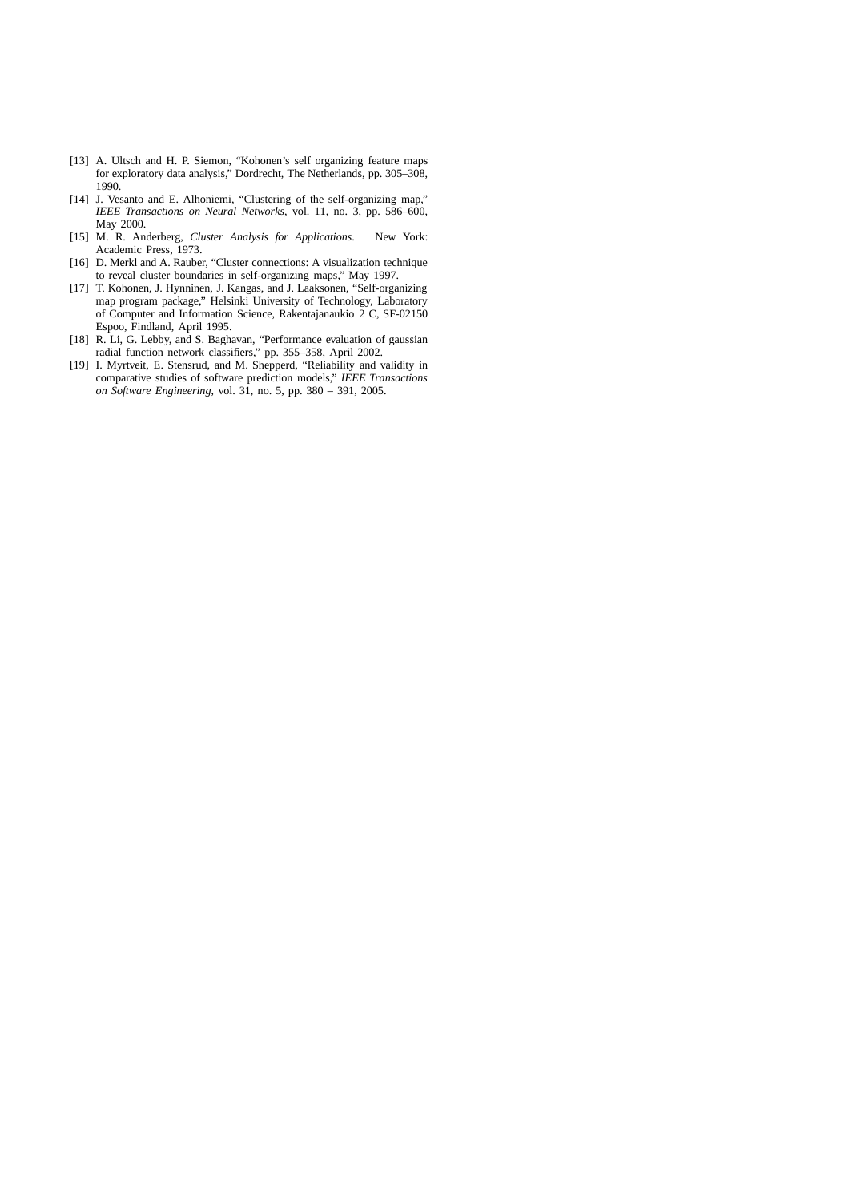[13] A. Ultsch and H. P. Siemon, "Kohonen's self organizing feature maps for exploratory data analysis," Dordrecht, The Netherlands, pp. 305–308, 1990.

[14] J. Vesanto and E. Alhoniemi, "Clustering of the self-organizing map," *IEEE Transactions on Neural Networks*, vol. 11, no. 3, pp. 586–600, May 2000.

[15] M. R. Anderberg, *Cluster Analysis for Applications*. New York: Academic Press, 1973.

[16] D. Merkl and A. Rauber, "Cluster connections: A visualization technique to reveal cluster boundaries in self-organizing maps," May 1997.

[17] T. Kohonen, J. Hynninen, J. Kangas, and J. Laaksonen, "Self-organizing map program package," Helsinki University of Technology, Laboratory of Computer and Information Science, Rakentajanaukio 2 C, SF-02150 Espoo, Findland, April 1995.

[18] R. Li, G. Lebby, and S. Baghavan, "Performance evaluation of gaussian radial function network classifiers," pp. 355–358, April 2002.

[19] I. Myrtveit, E. Stensrud, and M. Shepperd, "Reliability and validity in comparative studies of software prediction models," *IEEE Transactions on Software Engineering*, vol. 31, no. 5, pp. 380 – 391, 2005.